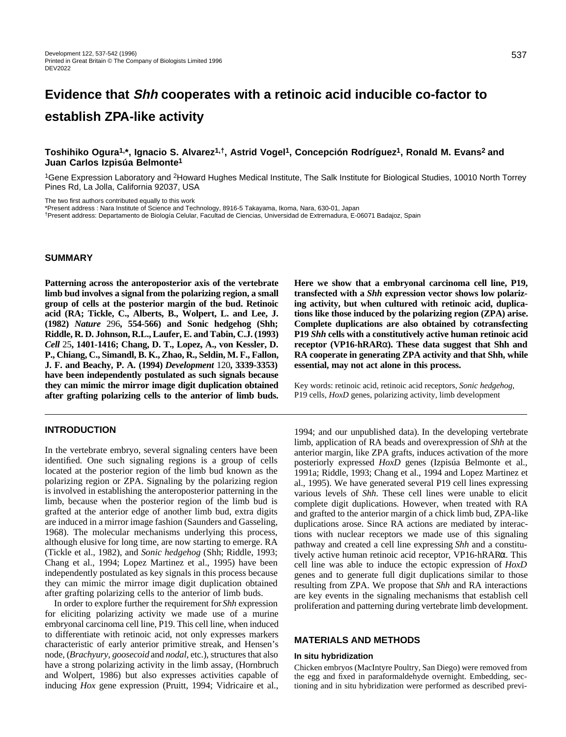# Evidence that *Shh* cooperates with a retinoic acid inducible co-factor to establish ZPA-like activity

**Toshihiko Ogura[1,*], Ignacio S. Alvarez[1,†], Astrid Vogel[1], Concepción Rodríguez[1], Ronald M. Evans[2] and Juan Carlos Izpisúa Belmonte[1]**

[1]Gene Expression Laboratory and [2]Howard Hughes Medical Institute, The Salk Institute for Biological Studies, 10010 North Torrey Pines Rd, La Jolla, California 92037, USA

The two first authors contributed equally to this work
*Present address : Nara Institute of Science and Technology, 8916-5 Takayama, Ikoma, Nara, 630-01, Japan
†Present address: Departamento de Biología Celular, Facultad de Ciencias, Universidad de Extremadura, E-06071 Badajoz, Spain

## SUMMARY

**Patterning across the anteroposterior axis of the vertebrate limb bud involves a signal from the polarizing region, a small group of cells at the posterior margin of the bud. Retinoic acid (RA; Tickle, C., Alberts, B., Wolpert, L. and Lee, J. (1982) *Nature* 296, 554-566) and Sonic hedgehog (Shh; Riddle, R. D. Johnson, R.L., Laufer, E. and Tabin, C.J. (1993) *Cell* 25, 1401-1416; Chang, D. T., Lopez, A., von Kessler, D. P., Chiang, C., Simandl, B. K., Zhao, R., Seldin, M. F., Fallon, J. F. and Beachy, P. A. (1994) *Development* 120, 3339-3353) have been independently postulated as such signals because they can mimic the mirror image digit duplication obtained after grafting polarizing cells to the anterior of limb buds. Here we show that a embryonal carcinoma cell line, P19, transfected with a *Shh* expression vector shows low polarizing activity, but when cultured with retinoic acid, duplications like those induced by the polarizing region (ZPA) arise. Complete duplications are also obtained by cotransfecting P19 *Shh* cells with a constitutively active human retinoic acid receptor (VP16-hRARα). These data suggest that Shh and RA cooperate in generating ZPA activity and that Shh, while essential, may not act alone in this process.**

Key words: retinoic acid, retinoic acid receptors, *Sonic hedgehog*, P19 cells, *HoxD* genes, polarizing activity, limb development

## INTRODUCTION

In the vertebrate embryo, several signaling centers have been identified. One such signaling regions is a group of cells located at the posterior region of the limb bud known as the polarizing region or ZPA. Signaling by the polarizing region is involved in establishing the anteroposterior patterning in the limb, because when the posterior region of the limb bud is grafted at the anterior edge of another limb bud, extra digits are induced in a mirror image fashion (Saunders and Gasseling, 1968). The molecular mechanisms underlying this process, although elusive for long time, are now starting to emerge. RA (Tickle et al., 1982), and *Sonic hedgehog* (Shh; Riddle, 1993; Chang et al., 1994; Lopez Martinez et al., 1995) have been independently postulated as key signals in this process because they can mimic the mirror image digit duplication obtained after grafting polarizing cells to the anterior of limb buds.

In order to explore further the requirement for *Shh* expression for eliciting polarizing activity we made use of a murine embryonal carcinoma cell line, P19. This cell line, when induced to differentiate with retinoic acid, not only expresses markers characteristic of early anterior primitive streak, and Hensen's node, (*Brachyury*, *goosecoid* and *nodal*, etc.), structures that also have a strong polarizing activity in the limb assay, (Hornbruch and Wolpert, 1986) but also expresses activities capable of inducing *Hox* gene expression (Pruitt, 1994; Vidricaire et al., 1994; and our unpublished data). In the developing vertebrate limb, application of RA beads and overexpression of *Shh* at the anterior margin, like ZPA grafts, induces activation of the more posteriorly expressed *HoxD* genes (Izpisúa Belmonte et al., 1991a; Riddle, 1993; Chang et al., 1994 and Lopez Martinez et al., 1995). We have generated several P19 cell lines expressing various levels of *Shh*. These cell lines were unable to elicit complete digit duplications. However, when treated with RA and grafted to the anterior margin of a chick limb bud, ZPA-like duplications arose. Since RA actions are mediated by interactions with nuclear receptors we made use of this signaling pathway and created a cell line expressing *Shh* and a constitutively active human retinoic acid receptor, VP16-hRARα. This cell line was able to induce the ectopic expression of *HoxD* genes and to generate full digit duplications similar to those resulting from ZPA. We propose that *Shh* and RA interactions are key events in the signaling mechanisms that establish cell proliferation and patterning during vertebrate limb development.

## MATERIALS AND METHODS

### In situ hybridization

Chicken embryos (MacIntyre Poultry, San Diego) were removed from the egg and fixed in paraformaldehyde overnight. Embedding, sectioning and in situ hybridization were performed as described previ-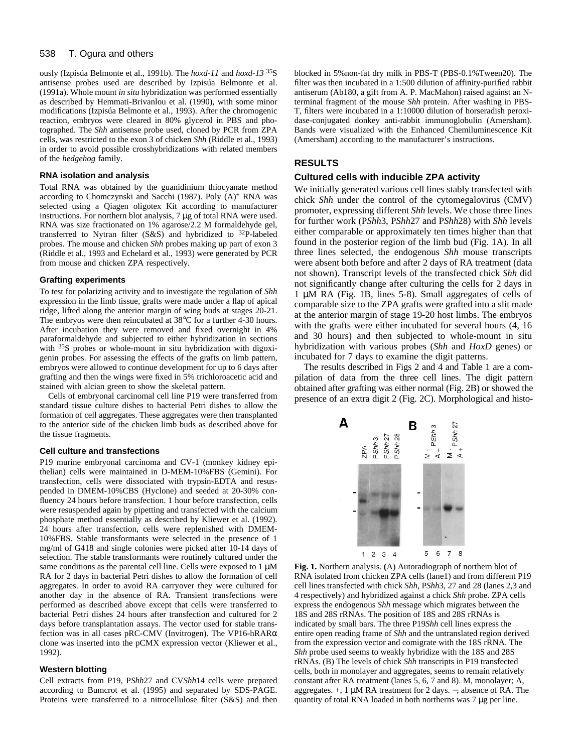ously (Izpisúa Belmonte et al., 1991b). The *hoxd-11* and *hoxd-13* $^{35}S$ antisense probes used are described by Izpisúa Belmonte et al. (1991a). Whole mount *in situ* hybridization was performed essentially as described by Hemmati-Brivanlou et al. (1990), with some minor modifications (Izpisúa Belmonte et al., 1993). After the chromogenic reaction, embryos were cleared in 80% glycerol in PBS and photographed. The *Shh* antisense probe used, cloned by PCR from ZPA cells, was restricted to the exon 3 of chicken *Shh* (Riddle et al., 1993) in order to avoid possible crosshybridizations with related members of the *hedgehog* family.

### RNA isolation and analysis

Total RNA was obtained by the guanidinium thiocyanate method according to Chomczynski and Sacchi (1987). Poly $(A)^+$ RNA was selected using a Qiagen oligotex Kit according to manufacturer instructions. For northern blot analysis, 7 μg of total RNA were used. RNA was size fractionated on 1% agarose/2.2 M formaldehyde gel, transferred to Nytran filter (S&S) and hybridized to $^{32}P$-labeled probes. The mouse and chicken *Shh* probes making up part of exon 3 (Riddle et al., 1993 and Echelard et al., 1993) were generated by PCR from mouse and chicken ZPA respectively.

### Grafting experiments

To test for polarizing activity and to investigate the regulation of *Shh* expression in the limb tissue, grafts were made under a flap of apical ridge, lifted along the anterior margin of wing buds at stages 20-21. The embryos were then reincubated at 38°C for a further 4-30 hours. After incubation they were removed and fixed overnight in 4% paraformaldehyde and subjected to either hybridization in sections with $^{35}S$ probes or whole-mount in situ hybridization with digoxigenin probes. For assessing the effects of the grafts on limb pattern, embryos were allowed to continue development for up to 6 days after grafting and then the wings were fixed in 5% trichloroacetic acid and stained with alcian green to show the skeletal pattern.

Cells of embryonal carcinomal cell line P19 were transferred from standard tissue culture dishes to bacterial Petri dishes to allow the formation of cell aggregates. These aggregates were then transplanted to the anterior side of the chicken limb buds as described above for the tissue fragments.

### Cell culture and transfections

P19 murine embryonal carcinoma and CV-1 (monkey kidney epithelian) cells were maintained in D-MEM-10%FBS (Gemini). For transfection, cells were dissociated with trypsin-EDTA and resuspended in DMEM-10%CBS (Hyclone) and seeded at 20-30% confluency 24 hours before transfection. 1 hour before transfection, cells were resuspended again by pipetting and transfected with the calcium phosphate method essentially as described by Kliewer et al. (1992). 24 hours after transfection, cells were replenished with DMEM-10%FBS. Stable transformants were selected in the presence of 1 mg/ml of G418 and single colonies were picked after 10-14 days of selection. The stable transformants were routinely cultured under the same conditions as the parental cell line. Cells were exposed to 1 μM RA for 2 days in bacterial Petri dishes to allow the formation of cell aggregates. In order to avoid RA carryover they were cultured for another day in the absence of RA. Transient transfections were performed as described above except that cells were transferred to bacterial Petri dishes 24 hours after transfection and cultured for 2 days before transplantation assays. The vector used for stable transfection was in all cases pRC-CMV (Invitrogen). The VP16-hRARα clone was inserted into the pCMX expression vector (Kliewer et al., 1992).

### Western blotting

Cell extracts from P19, P*Shh*27 and CV*Shh*14 cells were prepared according to Bumcrot et al. (1995) and separated by SDS-PAGE. Proteins were transferred to a nitrocellulose filter (S&S) and then blocked in 5%non-fat dry milk in PBS-T (PBS-0.1%Tween20). The filter was then incubated in a 1:500 dilution of affinity-purified rabbit antiserum (Ab180, a gift from A. P. MacMahon) raised against an N-terminal fragment of the mouse *Shh* protein. After washing in PBS-T, filters were incubated in a 1:10000 dilution of horseradish peroxidase-conjugated donkey anti-rabbit immunoglobulin (Amersham). Bands were visualized with the Enhanced Chemiluminescence Kit (Amersham) according to the manufacturer's instructions.

## RESULTS

### Cultured cells with inducible ZPA activity

We initially generated various cell lines stably transfected with chick *Shh* under the control of the cytomegalovirus (CMV) promoter, expressing different *Shh* levels. We chose three lines for further work (P*Shh*3, P*Shh*27 and P*Shh*28) with *Shh* levels either comparable or approximately ten times higher than that found in the posterior region of the limb bud (Fig. 1A). In all three lines selected, the endogenous *Shh* mouse transcripts were absent both before and after 2 days of RA treatment (data not shown). Transcript levels of the transfected chick *Shh* did not significantly change after culturing the cells for 2 days in 1 μM RA (Fig. 1B, lines 5-8). Small aggregates of cells of comparable size to the ZPA grafts were grafted into a slit made at the anterior margin of stage 19-20 host limbs. The embryos with the grafts were either incubated for several hours (4, 16 and 30 hours) and then subjected to whole-mount in situ hybridization with various probes (*Shh* and *HoxD* genes) or incubated for 7 days to examine the digit patterns.

The results described in Figs 2 and 4 and Table 1 are a compilation of data from the three cell lines. The digit pattern obtained after grafting was either normal (Fig. 2B) or showed the presence of an extra digit 2 (Fig. 2C). Morphological and histo-

**Fig. 1.** Northern analysis. **(**A) Autoradiograph of northern blot of RNA isolated from chicken ZPA cells (lane1) and from different P19 cell lines transfected with chick *Shh*, P*Shh*3, 27 and 28 (lanes 2,3 and 4 respectively) and hybridized against a chick *Shh* probe. ZPA cells express the endogenous *Shh* message which migrates between the 18S and 28S rRNAs. The position of 18S and 28S rRNAs is indicated by small bars. The three P19*Shh* cell lines express the entire open reading frame of *Shh* and the untranslated region derived from the expression vector and comigrate with the 18S rRNA. The *Shh* probe used seems to weakly hybridize with the 18S and 28S rRNAs. (B) The levels of chick *Shh* transcripts in P19 transfected cells, both in monolayer and aggregates, seems to remain relatively constant after RA treatment (lanes 5, 6, 7 and 8). M, monolayer; A, aggregates. +, 1 μM RA treatment for 2 days. −, absence of RA. The quantity of total RNA loaded in both northerns was 7 μg per line.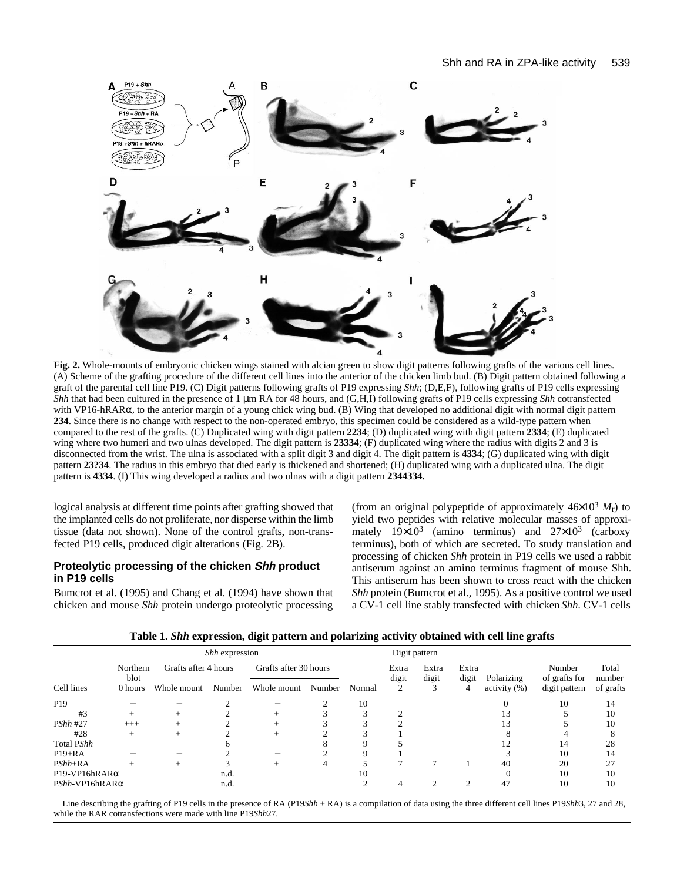**Fig. 2.** Whole-mounts of embryonic chicken wings stained with alcian green to show digit patterns following grafts of the various cell lines. (A) Scheme of the grafting procedure of the different cell lines into the anterior of the chicken limb bud. (B) Digit pattern obtained following a graft of the parental cell line P19. (C) Digit patterns following grafts of P19 expressing *Shh*; (D,E,F), following grafts of P19 cells expressing *Shh* that had been cultured in the presence of 1 μm RA for 48 hours, and (G,H,I) following grafts of P19 cells expressing *Shh* cotransfected with VP16-hRARα, to the anterior margin of a young chick wing bud. (B) Wing that developed no additional digit with normal digit pattern **234**. Since there is no change with respect to the non-operated embryo, this specimen could be considered as a wild-type pattern when compared to the rest of the grafts. (C) Duplicated wing with digit pattern **2234**; (D) duplicated wing with digit pattern **2334**; (E) duplicated wing where two humeri and two ulnas developed. The digit pattern is **23334**; (F) duplicated wing where the radius with digits 2 and 3 is disconnected from the wrist. The ulna is associated with a split digit 3 and digit 4. The digit pattern is **4334**; (G) duplicated wing with digit pattern **23?34**. The radius in this embryo that died early is thickened and shortened; (H) duplicated wing with a duplicated ulna. The digit pattern is **4334**. (I) This wing developed a radius and two ulnas with a digit pattern **2344334.**

logical analysis at different time points after grafting showed that the implanted cells do not proliferate, nor disperse within the limb tissue (data not shown). None of the control grafts, non-transfected P19 cells, produced digit alterations (Fig. 2B).

### Proteolytic processing of the chicken *Shh* product in P19 cells

Bumcrot et al. (1995) and Chang et al. (1994) have shown that chicken and mouse *Shh* protein undergo proteolytic processing (from an original polypeptide of approximately $46\times10^3$ $M_r$) to yield two peptides with relative molecular masses of approximately $19\times10^3$ (amino terminus) and $27\times10^3$ (carboxy terminus), both of which are secreted. To study translation and processing of chicken *Shh* protein in P19 cells we used a rabbit antiserum against an amino terminus fragment of mouse Shh. This antiserum has been shown to cross react with the chicken *Shh* protein (Bumcrot et al., 1995). As a positive control we used a CV-1 cell line stably transfected with chicken *Shh*. CV-1 cells

**Table 1. *Shh* expression, digit pattern and polarizing activity obtained with cell line grafts**

| | *Shh* expression | | | | | Digit pattern | | | | | | |
|---|---|---|---|---|---|---|---|---|---|---|---|---|
| | Northern blot | Grafts after 4 hours | | Grafts after 30 hours | | | Extra digit | Extra digit | Extra digit | Polarizing | Number of grafts for | Total number |
| Cell lines | 0 hours | Whole mount | Number | Whole mount | Number | Normal | 2 | 3 | 4 | activity (%) | digit pattern | of grafts |
| P19 | − | − | 2 | − | 2 | 10 | | | | 0 | 10 | 14 |
| #3 | + | + | 2 | + | 3 | 3 | 2 | | | 13 | 5 | 10 |
| P*Shh* #27 | +++ | + | 2 | + | 3 | 3 | 2 | | | 13 | 5 | 10 |
| #28 | + | + | 2 | + | 2 | 3 | 1 | | | 8 | 4 | 8 |
| Total P*Shh* | | | 6 | | 8 | 9 | 5 | | | 12 | 14 | 28 |
| P19+RA | − | − | 2 | − | 2 | 9 | 1 | | | 3 | 10 | 14 |
| P*Shh*+RA | + | + | 3 | ± | 4 | 5 | 7 | 7 | 1 | 40 | 20 | 27 |
| P19-VP16hRARα | | | n.d. | | | 10 | | | | 0 | 10 | 10 |
| P*Shh*-VP16hRARα | | | n.d. | | | 2 | 4 | 2 | 2 | 47 | 10 | 10 |

Line describing the grafting of P19 cells in the presence of RA (P19*Shh* + RA) is a compilation of data using the three different cell lines P19*Shh*3, 27 and 28, while the RAR cotransfections were made with line P19*Shh*27.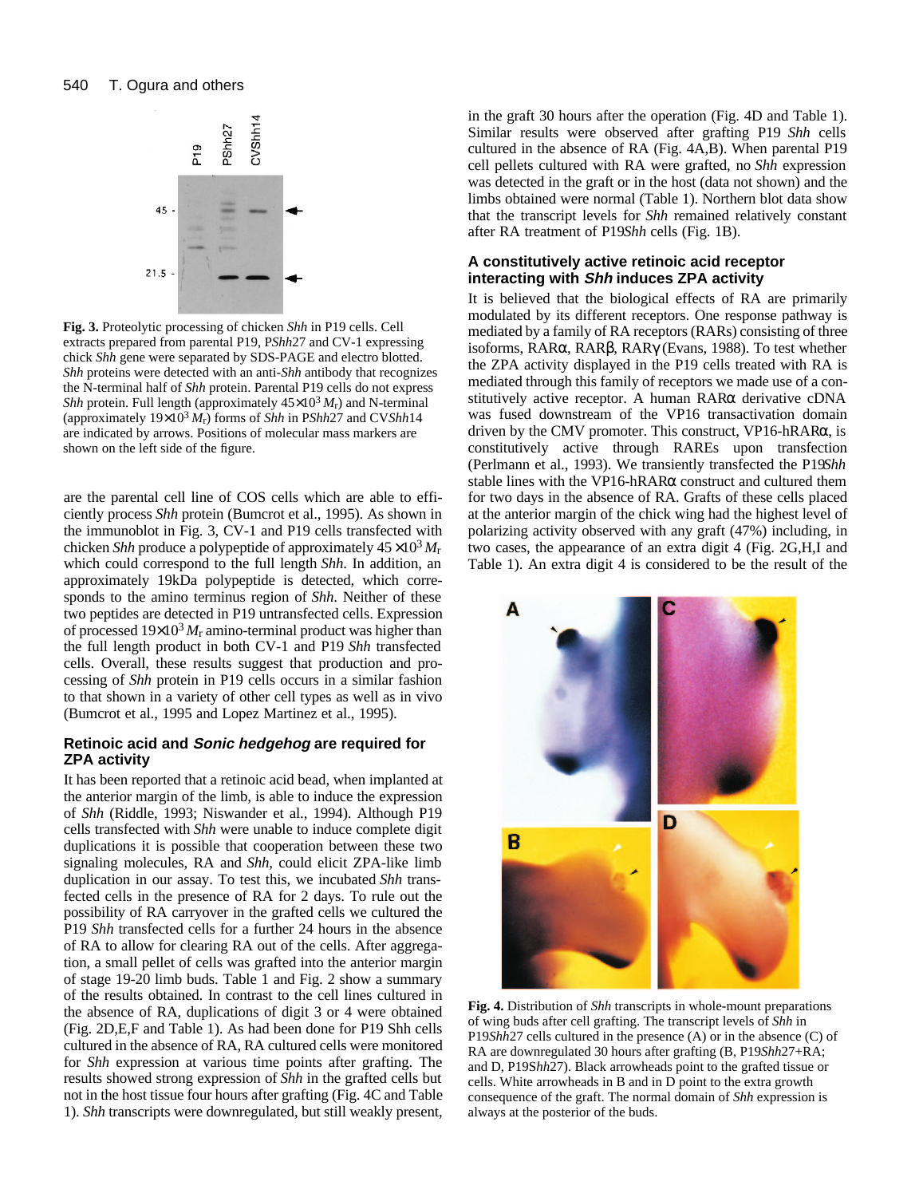Fig. 3. Proteolytic processing of chicken *Shh* in P19 cells. Cell extracts prepared from parental P19, P*Shh*27 and CV-1 expressing chick *Shh* gene were separated by SDS-PAGE and electro blotted. *Shh* proteins were detected with an anti-*Shh* antibody that recognizes the N-terminal half of *Shh* protein. Parental P19 cells do not express *Shh* protein. Full length (approximately $45\times10^3$ $M_r$) and N-terminal (approximately $19\times10^3$ $M_r$) forms of *Shh* in P*Shh*27 and CV*Shh*14 are indicated by arrows. Positions of molecular mass markers are shown on the left side of the figure.

are the parental cell line of COS cells which are able to efficiently process *Shh* protein (Bumcrot et al., 1995). As shown in the immunoblot in Fig. 3, CV-1 and P19 cells transfected with chicken *Shh* produce a polypeptide of approximately $45\times10^3$ $M_r$ which could correspond to the full length *Shh*. In addition, an approximately 19kDa polypeptide is detected, which corresponds to the amino terminus region of *Shh*. Neither of these two peptides are detected in P19 untransfected cells. Expression of processed $19\times10^3$ $M_r$ amino-terminal product was higher than the full length product in both CV-1 and P19 *Shh* transfected cells. Overall, these results suggest that production and processing of *Shh* protein in P19 cells occurs in a similar fashion to that shown in a variety of other cell types as well as in vivo (Bumcrot et al., 1995 and Lopez Martinez et al., 1995).

## Retinoic acid and *Sonic hedgehog* are required for ZPA activity

It has been reported that a retinoic acid bead, when implanted at the anterior margin of the limb, is able to induce the expression of *Shh* (Riddle, 1993; Niswander et al., 1994). Although P19 cells transfected with *Shh* were unable to induce complete digit duplications it is possible that cooperation between these two signaling molecules, RA and *Shh*, could elicit ZPA-like limb duplication in our assay. To test this, we incubated *Shh* transfected cells in the presence of RA for 2 days. To rule out the possibility of RA carryover in the grafted cells we cultured the P19 *Shh* transfected cells for a further 24 hours in the absence of RA to allow for clearing RA out of the cells. After aggregation, a small pellet of cells was grafted into the anterior margin of stage 19-20 limb buds. Table 1 and Fig. 2 show a summary of the results obtained. In contrast to the cell lines cultured in the absence of RA, duplications of digit 3 or 4 were obtained (Fig. 2D,E,F and Table 1). As had been done for P19 Shh cells cultured in the absence of RA, RA cultured cells were monitored for *Shh* expression at various time points after grafting. The results showed strong expression of *Shh* in the grafted cells but not in the host tissue four hours after grafting (Fig. 4C and Table 1). *Shh* transcripts were downregulated, but still weakly present, in the graft 30 hours after the operation (Fig. 4D and Table 1). Similar results were observed after grafting P19 *Shh* cells cultured in the absence of RA (Fig. 4A,B). When parental P19 cell pellets cultured with RA were grafted, no *Shh* expression was detected in the graft or in the host (data not shown) and the limbs obtained were normal (Table 1). Northern blot data show that the transcript levels for *Shh* remained relatively constant after RA treatment of P19*Shh* cells (Fig. 1B).

## A constitutively active retinoic acid receptor interacting with *Shh* induces ZPA activity

It is believed that the biological effects of RA are primarily modulated by its different receptors. One response pathway is mediated by a family of RA receptors (RARs) consisting of three isoforms, RARα, RARβ, RARγ (Evans, 1988). To test whether the ZPA activity displayed in the P19 cells treated with RA is mediated through this family of receptors we made use of a constitutively active receptor. A human RARα derivative cDNA was fused downstream of the VP16 transactivation domain driven by the CMV promoter. This construct, VP16-hRARα, is constitutively active through RAREs upon transfection (Perlmann et al., 1993). We transiently transfected the P19*Shh* stable lines with the VP16-hRARα construct and cultured them for two days in the absence of RA. Grafts of these cells placed at the anterior margin of the chick wing had the highest level of polarizing activity observed with any graft (47%) including, in two cases, the appearance of an extra digit 4 (Fig. 2G,H,I and Table 1). An extra digit 4 is considered to be the result of the

Fig. 4. Distribution of *Shh* transcripts in whole-mount preparations of wing buds after cell grafting. The transcript levels of *Shh* in P19*Shh*27 cells cultured in the presence (A) or in the absence (C) of RA are downregulated 30 hours after grafting (B, P19*Shh*27+RA; and D, P19*Shh*27). Black arrowheads point to the grafted tissue or cells. White arrowheads in B and in D point to the extra growth consequence of the graft. The normal domain of *Shh* expression is always at the posterior of the buds.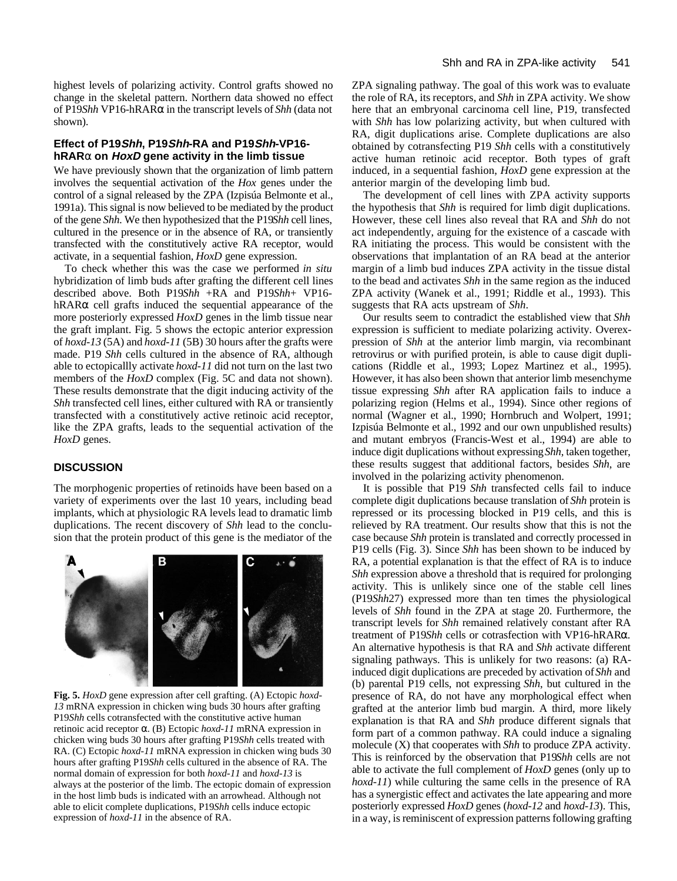highest levels of polarizing activity. Control grafts showed no change in the skeletal pattern. Northern data showed no effect of P19*Shh* VP16-hRARα in the transcript levels of *Shh* (data not shown).

### Effect of P19*Shh*, P19*Shh*-RA and P19*Shh*-VP16-hRARα on *HoxD* gene activity in the limb tissue

We have previously shown that the organization of limb pattern involves the sequential activation of the *Hox* genes under the control of a signal released by the ZPA (Izpisúa Belmonte et al., 1991a). This signal is now believed to be mediated by the product of the gene *Shh.* We then hypothesized that the P19*Shh* cell lines, cultured in the presence or in the absence of RA, or transiently transfected with the constitutively active RA receptor, would activate, in a sequential fashion, *HoxD* gene expression.

To check whether this was the case we performed *in situ* hybridization of limb buds after grafting the different cell lines described above. Both P19*Shh* +RA and P19*Shh*+ VP16-hRARα cell grafts induced the sequential appearance of the more posteriorly expressed *HoxD* genes in the limb tissue near the graft implant. Fig. 5 shows the ectopic anterior expression of *hoxd-13* (5A) and *hoxd-11* (5B) 30 hours after the grafts were made. P19 *Shh* cells cultured in the absence of RA, although able to ectopicallly activate *hoxd-11* did not turn on the last two members of the *HoxD* complex (Fig. 5C and data not shown). These results demonstrate that the digit inducing activity of the *Shh* transfected cell lines, either cultured with RA or transiently transfected with a constitutively active retinoic acid receptor, like the ZPA grafts, leads to the sequential activation of the *HoxD* genes.

## DISCUSSION

The morphogenic properties of retinoids have been based on a variety of experiments over the last 10 years, including bead implants, which at physiologic RA levels lead to dramatic limb duplications. The recent discovery of *Shh* lead to the conclusion that the protein product of this gene is the mediator of the ZPA signaling pathway. The goal of this work was to evaluate the role of RA, its receptors, and *Shh* in ZPA activity. We show here that an embryonal carcinoma cell line, P19, transfected with *Shh* has low polarizing activity, but when cultured with RA, digit duplications arise. Complete duplications are also obtained by cotransfecting P19 *Shh* cells with a constitutively active human retinoic acid receptor. Both types of graft induced, in a sequential fashion, *HoxD* gene expression at the anterior margin of the developing limb bud.

**Fig. 5.** *HoxD* gene expression after cell grafting. (A) Ectopic *hoxd-13* mRNA expression in chicken wing buds 30 hours after grafting P19*Shh* cells cotransfected with the constitutive active human retinoic acid receptor α. (B) Ectopic *hoxd-11* mRNA expression in chicken wing buds 30 hours after grafting P19*Shh* cells treated with RA. (C) Ectopic *hoxd-11* mRNA expression in chicken wing buds 30 hours after grafting P19*Shh* cells cultured in the absence of RA. The normal domain of expression for both *hoxd-11* and *hoxd-13* is always at the posterior of the limb. The ectopic domain of expression in the host limb buds is indicated with an arrowhead. Although not able to elicit complete duplications, P19*Shh* cells induce ectopic expression of *hoxd-11* in the absence of RA.

The development of cell lines with ZPA activity supports the hypothesis that *Shh* is required for limb digit duplications. However, these cell lines also reveal that RA and *Shh* do not act independently, arguing for the existence of a cascade with RA initiating the process. This would be consistent with the observations that implantation of an RA bead at the anterior margin of a limb bud induces ZPA activity in the tissue distal to the bead and activates *Shh* in the same region as the induced ZPA activity (Wanek et al., 1991; Riddle et al., 1993). This suggests that RA acts upstream of *Shh*.

Our results seem to contradict the established view that *Shh* expression is sufficient to mediate polarizing activity. Overexpression of *Shh* at the anterior limb margin, via recombinant retrovirus or with purified protein, is able to cause digit duplications (Riddle et al., 1993; Lopez Martinez et al., 1995). However, it has also been shown that anterior limb mesenchyme tissue expressing *Shh* after RA application fails to induce a polarizing region (Helms et al., 1994). Since other regions of normal (Wagner et al., 1990; Hornbruch and Wolpert, 1991; Izpisúa Belmonte et al., 1992 and our own unpublished results) and mutant embryos (Francis-West et al., 1994) are able to induce digit duplications without expressing *Shh*, taken together, these results suggest that additional factors, besides *Shh*, are involved in the polarizing activity phenomenon.

It is possible that P19 *Shh* transfected cells fail to induce complete digit duplications because translation of *Shh* protein is repressed or its processing blocked in P19 cells, and this is relieved by RA treatment. Our results show that this is not the case because *Shh* protein is translated and correctly processed in P19 cells (Fig. 3). Since *Shh* has been shown to be induced by RA, a potential explanation is that the effect of RA is to induce *Shh* expression above a threshold that is required for prolonging activity. This is unlikely since one of the stable cell lines (P19*Shh*27) expressed more than ten times the physiological levels of *Shh* found in the ZPA at stage 20. Furthermore, the transcript levels for *Shh* remained relatively constant after RA treatment of P19*Shh* cells or cotrasfection with VP16-hRARα. An alternative hypothesis is that RA and *Shh* activate different signaling pathways. This is unlikely for two reasons: (a) RA-induced digit duplications are preceded by activation of *Shh* and (b) parental P19 cells, not expressing *Shh*, but cultured in the presence of RA, do not have any morphological effect when grafted at the anterior limb bud margin. A third, more likely explanation is that RA and *Shh* produce different signals that form part of a common pathway. RA could induce a signaling molecule (X) that cooperates with *Shh* to produce ZPA activity. This is reinforced by the observation that P19*Shh* cells are not able to activate the full complement of *HoxD* genes (only up to *hoxd-11*) while culturing the same cells in the presence of RA has a synergistic effect and activates the late appearing and more posteriorly expressed *HoxD* genes (*hoxd-12* and *hoxd-13*). This, in a way, is reminiscent of expression patterns following grafting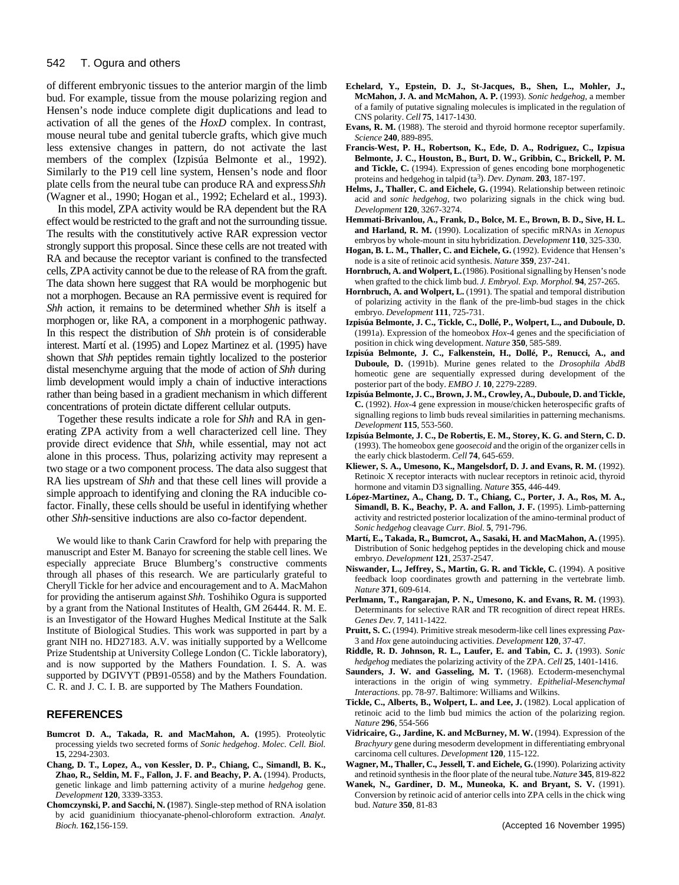of different embryonic tissues to the anterior margin of the limb bud. For example, tissue from the mouse polarizing region and Hensen's node induce complete digit duplications and lead to activation of all the genes of the *HoxD* complex. In contrast, mouse neural tube and genital tubercle grafts, which give much less extensive changes in pattern, do not activate the last members of the complex (Izpisúa Belmonte et al., 1992). Similarly to the P19 cell line system, Hensen's node and floor plate cells from the neural tube can produce RA and express *Shh* (Wagner et al., 1990; Hogan et al., 1992; Echelard et al., 1993).

In this model, ZPA activity would be RA dependent but the RA effect would be restricted to the graft and not the surrounding tissue. The results with the constitutively active RAR expression vector strongly support this proposal. Since these cells are not treated with RA and because the receptor variant is confined to the transfected cells, ZPA activity cannot be due to the release of RA from the graft. The data shown here suggest that RA would be morphogenic but not a morphogen. Because an RA permissive event is required for *Shh* action, it remains to be determined whether *Shh* is itself a morphogen or, like RA, a component in a morphogenic pathway. In this respect the distribution of *Shh* protein is of considerable interest. Martí et al. (1995) and Lopez Martinez et al. (1995) have shown that *Shh* peptides remain tightly localized to the posterior distal mesenchyme arguing that the mode of action of *Shh* during limb development would imply a chain of inductive interactions rather than being based in a gradient mechanism in which different concentrations of protein dictate different cellular outputs.

Together these results indicate a role for *Shh* and RA in generating ZPA activity from a well characterized cell line. They provide direct evidence that *Shh*, while essential, may not act alone in this process. Thus, polarizing activity may represent a two stage or a two component process. The data also suggest that RA lies upstream of *Shh* and that these cell lines will provide a simple approach to identifying and cloning the RA inducible co-factor. Finally, these cells should be useful in identifying whether other *Shh*-sensitive inductions are also co-factor dependent.

We would like to thank Carin Crawford for help with preparing the manuscript and Ester M. Banayo for screening the stable cell lines. We especially appreciate Bruce Blumberg's constructive comments through all phases of this research. We are particularly grateful to Cheryll Tickle for her advice and encouragement and to A. MacMahon for providing the antiserum against *Shh*. Toshihiko Ogura is supported by a grant from the National Institutes of Health, GM 26444. R. M. E. is an Investigator of the Howard Hughes Medical Institute at the Salk Institute of Biological Studies. This work was supported in part by a grant NIH no. HD27183. A.V. was initially supported by a Wellcome Prize Studentship at University College London (C. Tickle laboratory), and is now supported by the Mathers Foundation. I. S. A. was supported by DGIVYT (PB91-0558) and by the Mathers Foundation. C. R. and J. C. I. B. are supported by The Mathers Foundation.

## REFERENCES

**Bumcrot D. A., Takada, R. and MacMahon, A. (**1995). Proteolytic processing yields two secreted forms of *Sonic hedgehog*. *Molec. Cell. Biol.* **15**, 2294-2303.

**Chang, D. T., Lopez, A., von Kessler, D. P., Chiang, C., Simandl, B. K., Zhao, R., Seldin, M. F., Fallon, J. F. and Beachy, P. A.** (1994). Products, genetic linkage and limb patterning activity of a murine *hedgehog* gene. *Development* **120**, 3339-3353.

**Chomczynski, P. and Sacchi, N. (**1987). Single-step method of RNA isolation by acid guanidinium thiocyanate-phenol-chloroform extraction. *Analyt. Bioch.* **162**,156-159.

**Echelard, Y., Epstein, D. J., St-Jacques, B., Shen, L., Mohler, J., McMahon, J. A. and McMahon, A. P.** (1993). *Sonic hedgehog*, a member of a family of putative signaling molecules is implicated in the regulation of CNS polarity. *Cell* **75**, 1417-1430.

**Evans, R. M.** (1988). The steroid and thyroid hormone receptor superfamily. *Science* **240**, 889-895.

**Francis-West, P. H., Robertson, K., Ede, D. A., Rodriguez, C., Izpisua Belmonte, J. C., Houston, B., Burt, D. W., Gribbin, C., Brickell, P. M. and Tickle, C.** (1994). Expression of genes encoding bone morphogenetic proteins and hedgehog in talpid ($ta^3$). *Dev. Dynam.* **203**, 187-197.

**Helms, J., Thaller, C. and Eichele, G.** (1994). Relationship between retinoic acid and *sonic hedgehog*, two polarizing signals in the chick wing bud. *Development* **120**, 3267-3274.

**Hemmati-Brivanlou, A., Frank, D., Bolce, M. E., Brown, B. D., Sive, H. L. and Harland, R. M.** (1990). Localization of specific mRNAs in *Xenopus* embryos by whole-mount in situ hybridization. *Development* **110**, 325-330.

**Hogan, B. L. M., Thaller, C. and Eichele, G.** (1992). Evidence that Hensen's node is a site of retinoic acid synthesis. *Nature* **359**, 237-241.

**Hornbruch, A. and Wolpert, L.** (1986). Positional signalling by Hensen's node when grafted to the chick limb bud. *J. Embryol. Exp. Morphol.* **94**, 257-265.

**Hornbruch, A. and Wolpert, L.** (1991). The spatial and temporal distribution of polarizing activity in the flank of the pre-limb-bud stages in the chick embryo. *Development* **111**, 725-731.

**Izpisúa Belmonte, J. C., Tickle, C., Dollé, P., Wolpert, L., and Duboule, D.** (1991a). Expression of the homeobox *Hox*-4 genes and the specificiation of position in chick wing development. *Nature* **350**, 585-589.

**Izpisúa Belmonte, J. C., Falkenstein, H., Dollé, P., Renucci, A., and Duboule, D.** (1991b). Murine genes related to the *Drosophila AbdB* homeotic gene are sequentially expressed during development of the posterior part of the body. *EMBO J.* **10**, 2279-2289.

**Izpisúa Belmonte, J. C., Brown, J. M., Crowley, A., Duboule, D. and Tickle, C.** (1992). *Hox*-4 gene expression in mouse/chicken heterospecific grafts of signalling regions to limb buds reveal similarities in patterning mechanisms. *Development* **115**, 553-560.

**Izpisúa Belmonte, J. C., De Robertis, E. M., Storey, K. G. and Stern, C. D.** (1993). The homeobox gene g*oosecoid* and the origin of the organizer cells in the early chick blastoderm. *Cell* **74**, 645-659.

**Kliewer, S. A., Umesono, K., Mangelsdorf, D. J. and Evans, R. M.** (1992). Retinoic X receptor interacts with nuclear receptors in retinoic acid, thyroid hormone and vitamin D3 signalling. *Nature* **355**, 446-449.

**López-Martinez, A., Chang, D. T., Chiang, C., Porter, J. A., Ros, M. A., Simandl, B. K., Beachy, P. A. and Fallon, J. F.** (1995). Limb-patterning activity and restricted posterior localization of the amino-terminal product of *Sonic hedgehog* cleavage *Curr. Biol.* **5**, 791-796.

**Martí, E., Takada, R., Bumcrot, A., Sasaki, H. and MacMahon, A.** (1995). Distribution of Sonic hedgehog peptides in the developing chick and mouse embryo. *Development* **121**, 2537-2547.

**Niswander, L., Jeffrey, S., Martin, G. R. and Tickle, C.** (1994). A positive feedback loop coordinates growth and patterning in the vertebrate limb. *Nature* **371**, 609-614.

**Perlmann, T., Rangarajan, P. N., Umesono, K. and Evans, R. M.** (1993). Determinants for selective RAR and TR recognition of direct repeat HREs. *Genes Dev.* **7**, 1411-1422.

**Pruitt, S. C.** (1994). Primitive streak mesoderm-like cell lines expressing *Pax*-3 and *Hox* gene autoinducing activities. *Development* **120**, 37-47.

**Riddle, R. D. Johnson, R. L., Laufer, E. and Tabin, C. J.** (1993). *Sonic hedgehog* mediates the polarizing activity of the ZPA. *Cell* **25**, 1401-1416.

**Saunders, J. W. and Gasseling, M. T.** (1968). Ectoderm-mesenchymal interactions in the origin of wing symmetry. *Epithelial-Mesenchymal Interactions*. pp. 78-97. Baltimore: Williams and Wilkins.

**Tickle, C., Alberts, B., Wolpert, L. and Lee, J.** (1982). Local application of retinoic acid to the limb bud mimics the action of the polarizing region. *Nature* **296**, 554-566

**Vidricaire, G., Jardine, K. and McBurney, M. W.** (1994). Expression of the *Brachyury* gene during mesoderm development in differentiating embryonal carcinoma cell cultures. *Development* **120**, 115-122.

**Wagner, M., Thaller, C., Jessell, T. and Eichele, G.** (1990). Polarizing activity and retinoid synthesis in the floor plate of the neural tube. *Nature* **345**, 819-822

**Wanek, N., Gardiner, D. M., Muneoka, K. and Bryant, S. V.** (1991). Conversion by retinoic acid of anterior cells into ZPA cells in the chick wing bud. *Nature* **350**, 81-83

(Accepted 16 November 1995)